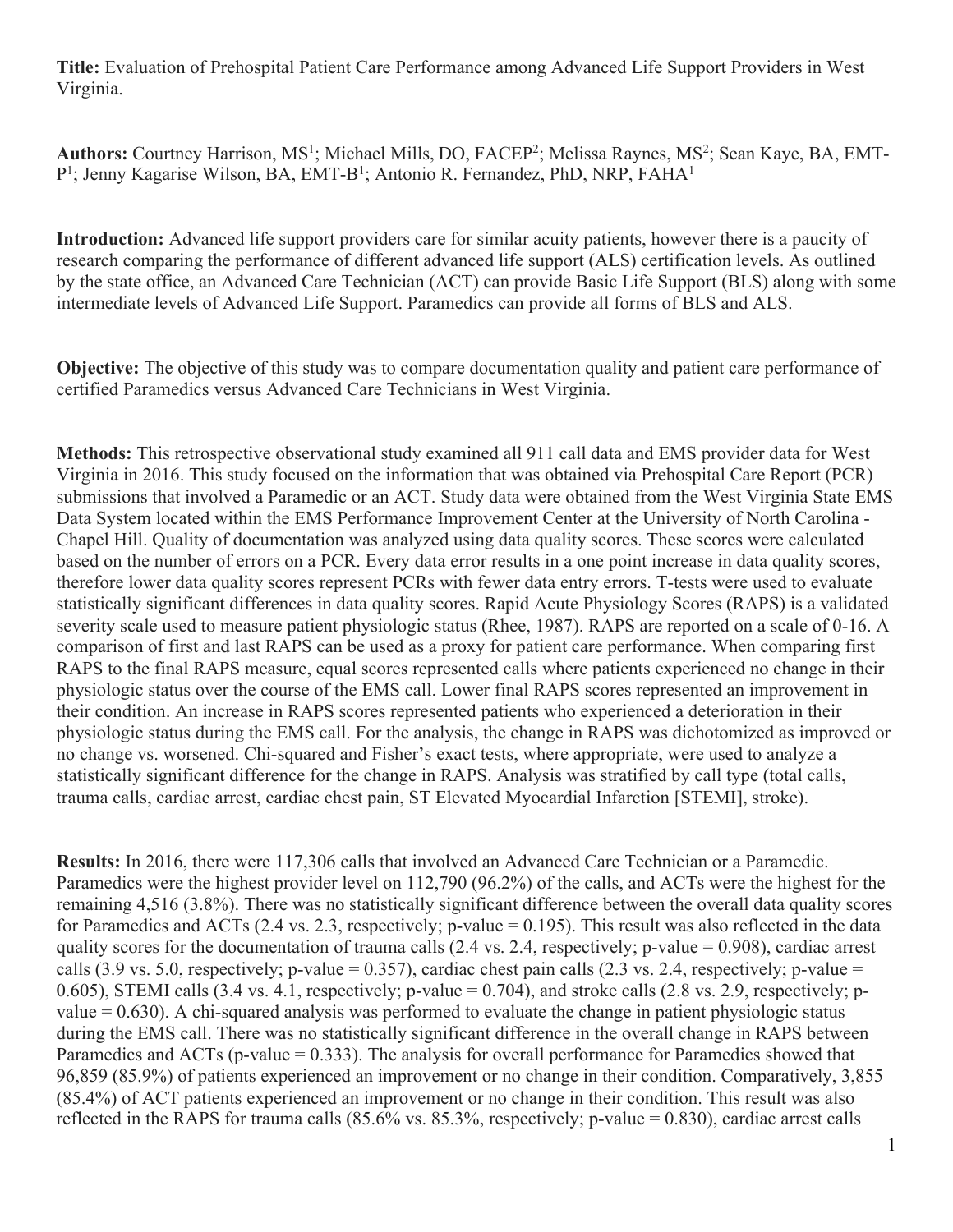**Title:** Evaluation of Prehospital Patient Care Performance among Advanced Life Support Providers in West Virginia.

**Authors:** Courtney Harrison, MS[1]; Michael Mills, DO, FACEP[2]; Melissa Raynes, MS[2]; Sean Kaye, BA, EMT-P[1]; Jenny Kagarise Wilson, BA, EMT-B[1]; Antonio R. Fernandez, PhD, NRP, FAHA[1]

**Introduction:** Advanced life support providers care for similar acuity patients, however there is a paucity of research comparing the performance of different advanced life support (ALS) certification levels. As outlined by the state office, an Advanced Care Technician (ACT) can provide Basic Life Support (BLS) along with some intermediate levels of Advanced Life Support. Paramedics can provide all forms of BLS and ALS.

**Objective:** The objective of this study was to compare documentation quality and patient care performance of certified Paramedics versus Advanced Care Technicians in West Virginia.

**Methods:** This retrospective observational study examined all 911 call data and EMS provider data for West Virginia in 2016. This study focused on the information that was obtained via Prehospital Care Report (PCR) submissions that involved a Paramedic or an ACT. Study data were obtained from the West Virginia State EMS Data System located within the EMS Performance Improvement Center at the University of North Carolina - Chapel Hill. Quality of documentation was analyzed using data quality scores. These scores were calculated based on the number of errors on a PCR. Every data error results in a one point increase in data quality scores, therefore lower data quality scores represent PCRs with fewer data entry errors. T-tests were used to evaluate statistically significant differences in data quality scores. Rapid Acute Physiology Scores (RAPS) is a validated severity scale used to measure patient physiologic status (Rhee, 1987). RAPS are reported on a scale of 0-16. A comparison of first and last RAPS can be used as a proxy for patient care performance. When comparing first RAPS to the final RAPS measure, equal scores represented calls where patients experienced no change in their physiologic status over the course of the EMS call. Lower final RAPS scores represented an improvement in their condition. An increase in RAPS scores represented patients who experienced a deterioration in their physiologic status during the EMS call. For the analysis, the change in RAPS was dichotomized as improved or no change vs. worsened. Chi-squared and Fisher's exact tests, where appropriate, were used to analyze a statistically significant difference for the change in RAPS. Analysis was stratified by call type (total calls, trauma calls, cardiac arrest, cardiac chest pain, ST Elevated Myocardial Infarction [STEMI], stroke).

**Results:** In 2016, there were 117,306 calls that involved an Advanced Care Technician or a Paramedic. Paramedics were the highest provider level on 112,790 (96.2%) of the calls, and ACTs were the highest for the remaining 4,516 (3.8%). There was no statistically significant difference between the overall data quality scores for Paramedics and ACTs (2.4 vs. 2.3, respectively; p-value = 0.195). This result was also reflected in the data quality scores for the documentation of trauma calls (2.4 vs. 2.4, respectively; p-value = 0.908), cardiac arrest calls (3.9 vs. 5.0, respectively; p-value = 0.357), cardiac chest pain calls (2.3 vs. 2.4, respectively; p-value = 0.605), STEMI calls (3.4 vs. 4.1, respectively; p-value = 0.704), and stroke calls (2.8 vs. 2.9, respectively; p-value = 0.630). A chi-squared analysis was performed to evaluate the change in patient physiologic status during the EMS call. There was no statistically significant difference in the overall change in RAPS between Paramedics and ACTs (p-value = 0.333). The analysis for overall performance for Paramedics showed that 96,859 (85.9%) of patients experienced an improvement or no change in their condition. Comparatively, 3,855 (85.4%) of ACT patients experienced an improvement or no change in their condition. This result was also reflected in the RAPS for trauma calls (85.6% vs. 85.3%, respectively; p-value = 0.830), cardiac arrest calls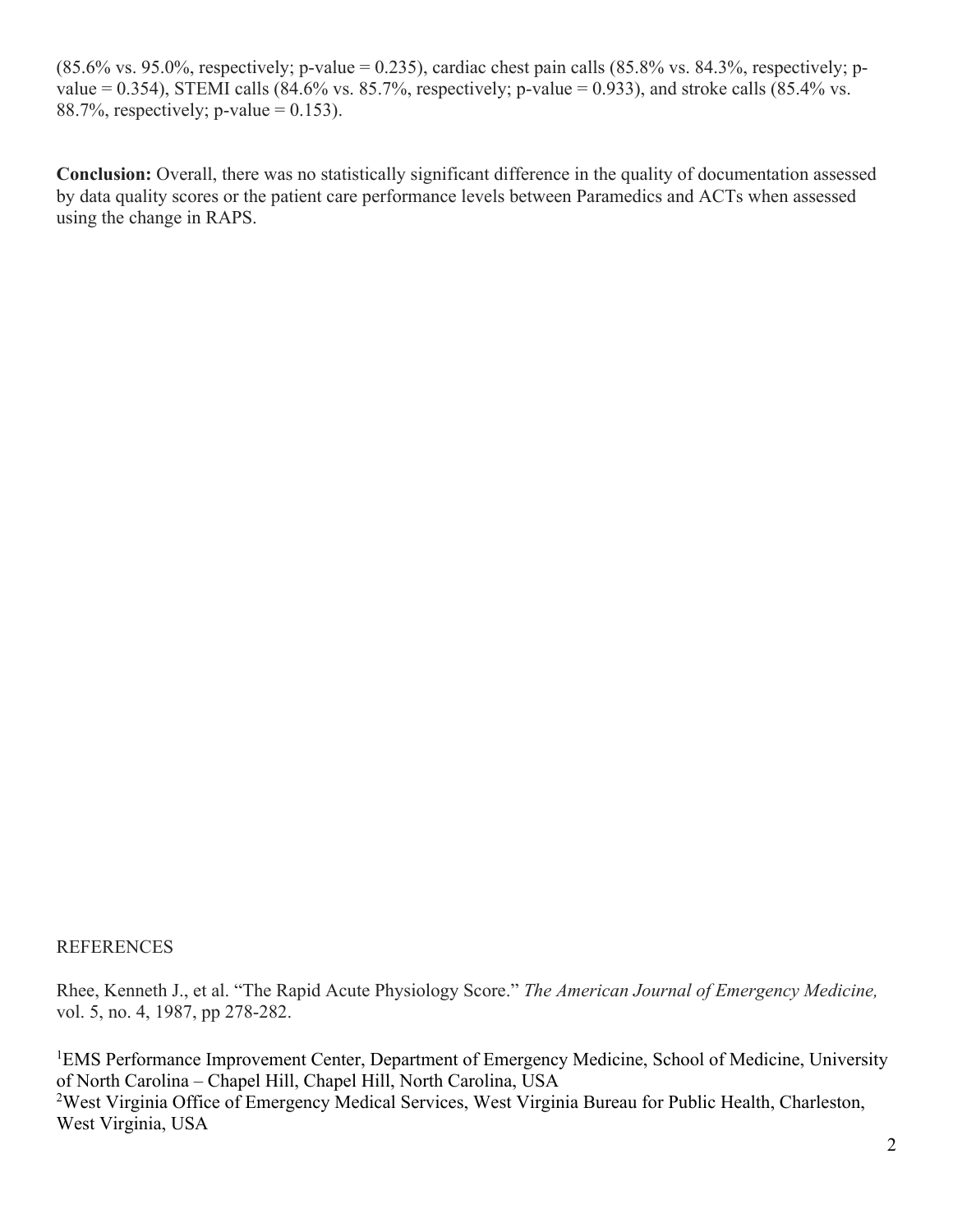(85.6% vs. 95.0%, respectively; p-value = 0.235), cardiac chest pain calls (85.8% vs. 84.3%, respectively; p-value = 0.354), STEMI calls (84.6% vs. 85.7%, respectively; p-value = 0.933), and stroke calls (85.4% vs. 88.7%, respectively; p-value = 0.153).

**Conclusion:** Overall, there was no statistically significant difference in the quality of documentation assessed by data quality scores or the patient care performance levels between Paramedics and ACTs when assessed using the change in RAPS.

REFERENCES

Rhee, Kenneth J., et al. "The Rapid Acute Physiology Score." *The American Journal of Emergency Medicine,* vol. 5, no. 4, 1987, pp 278-282.

[1]EMS Performance Improvement Center, Department of Emergency Medicine, School of Medicine, University of North Carolina – Chapel Hill, Chapel Hill, North Carolina, USA
[2]West Virginia Office of Emergency Medical Services, West Virginia Bureau for Public Health, Charleston, West Virginia, USA